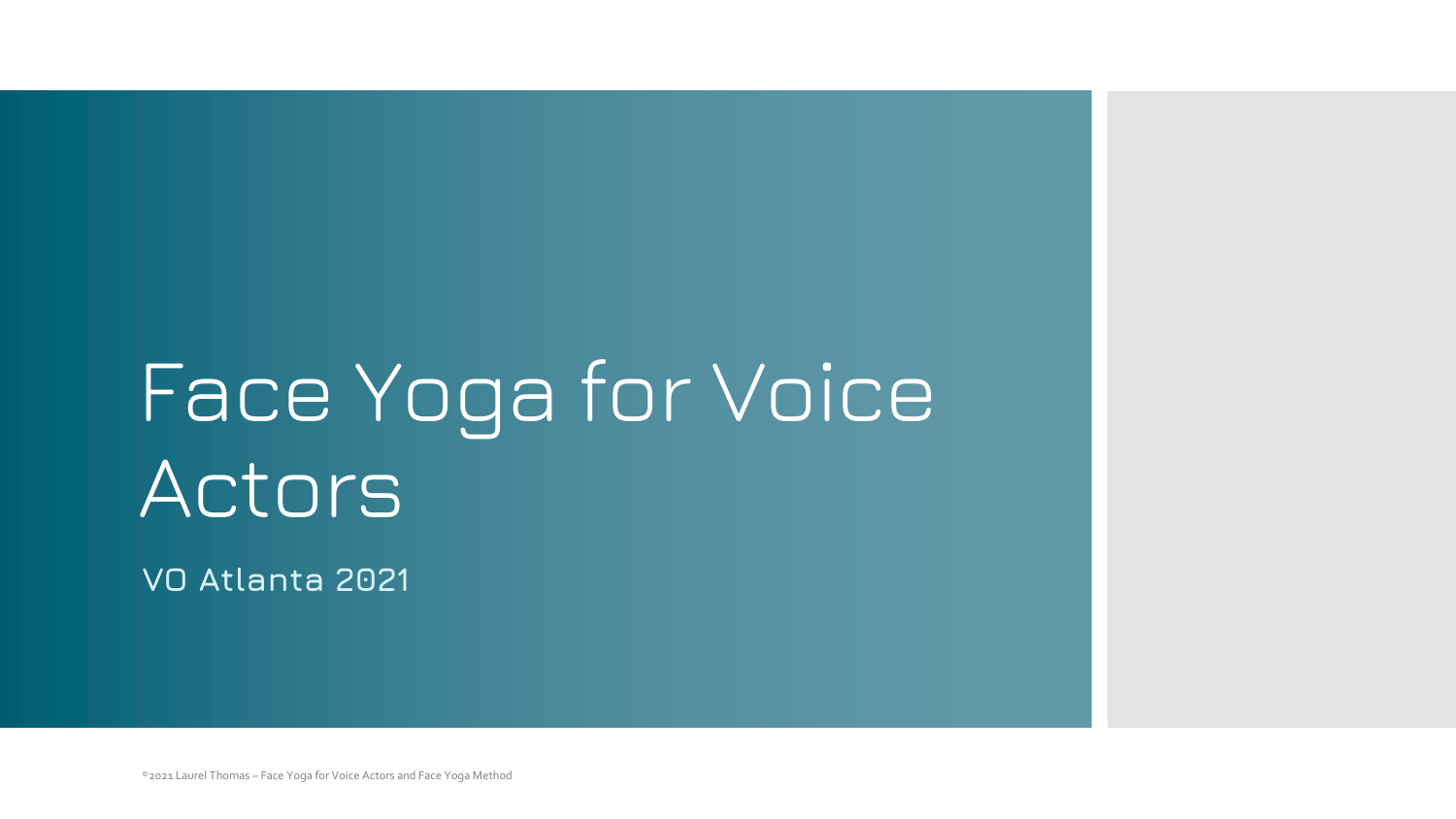# Face Yoga for Voice Actors

VO Atlanta 2021

©2021 Laurel Thomas – Face Yoga for Voice Actors and Face Yoga Method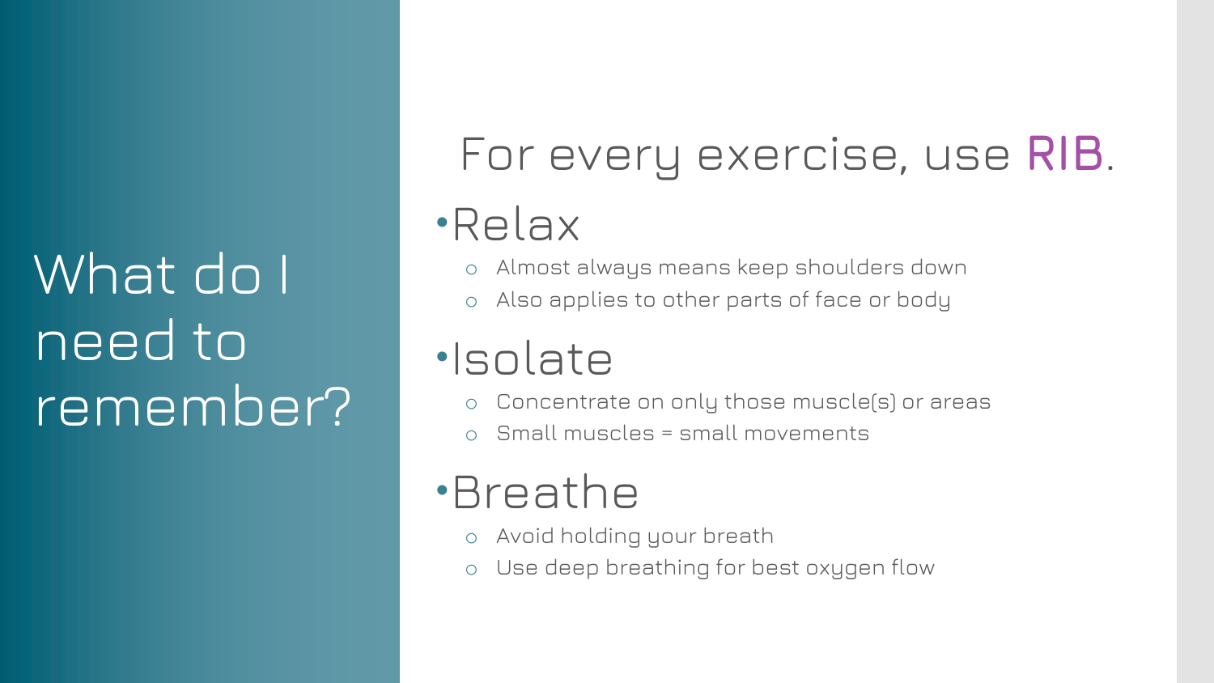# What do I need to remember?

## For every exercise, use **RIB**.

- **Relax**
  - Almost always means keep shoulders down
  - Also applies to other parts of face or body
- **Isolate**
  - Concentrate on only those muscle(s) or areas
  - Small muscles = small movements
- **Breathe**
  - Avoid holding your breath
  - Use deep breathing for best oxygen flow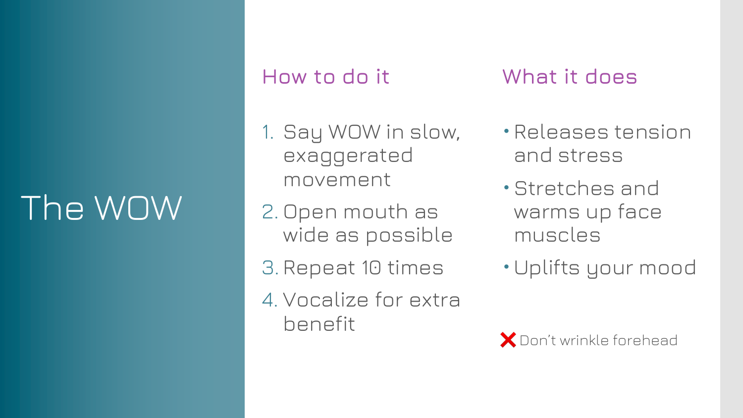# The WOW

## How to do it

1. Say WOW in slow, exaggerated movement
2. Open mouth as wide as possible
3. Repeat 10 times
4. Vocalize for extra benefit

## What it does

- Releases tension and stress
- Stretches and warms up face muscles
- Uplifts your mood

❌ Don't wrinkle forehead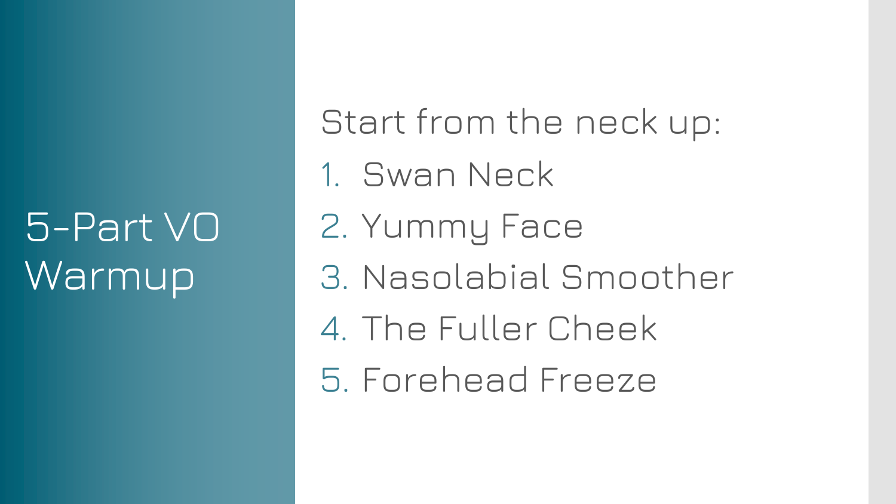# 5-Part VO Warmup

Start from the neck up:

1. Swan Neck
2. Yummy Face
3. Nasolabial Smoother
4. The Fuller Cheek
5. Forehead Freeze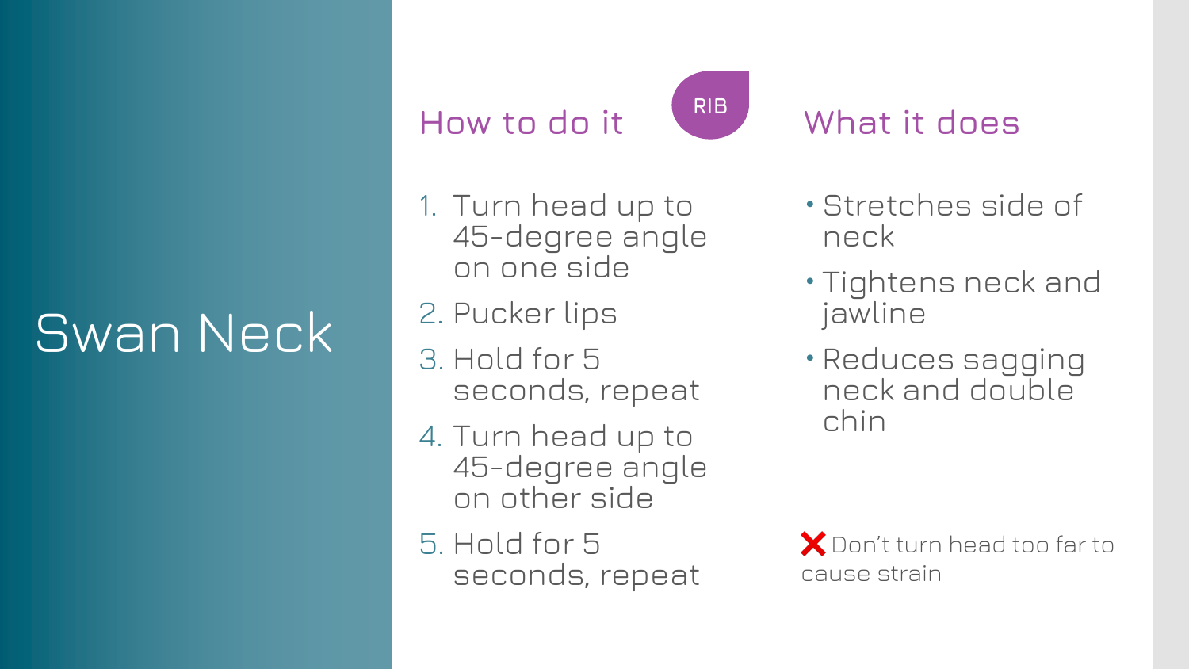# Swan Neck

## How to do it

RIB

1. Turn head up to 45-degree angle on one side
2. Pucker lips
3. Hold for 5 seconds, repeat
4. Turn head up to 45-degree angle on other side
5. Hold for 5 seconds, repeat

## What it does

- Stretches side of neck
- Tightens neck and jawline
- Reduces sagging neck and double chin

❌ Don't turn head too far to cause strain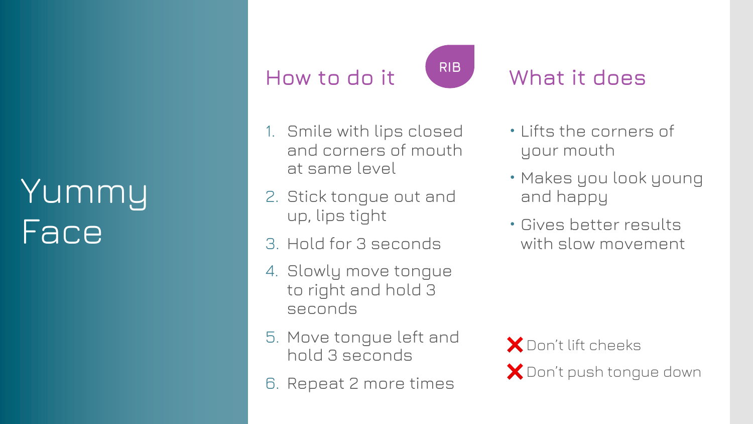# Yummy Face

## How to do it

RIB

1. Smile with lips closed and corners of mouth at same level
2. Stick tongue out and up, lips tight
3. Hold for 3 seconds
4. Slowly move tongue to right and hold 3 seconds
5. Move tongue left and hold 3 seconds
6. Repeat 2 more times

## What it does

- Lifts the corners of your mouth
- Makes you look young and happy
- Gives better results with slow movement

❌ Don't lift cheeks

❌ Don't push tongue down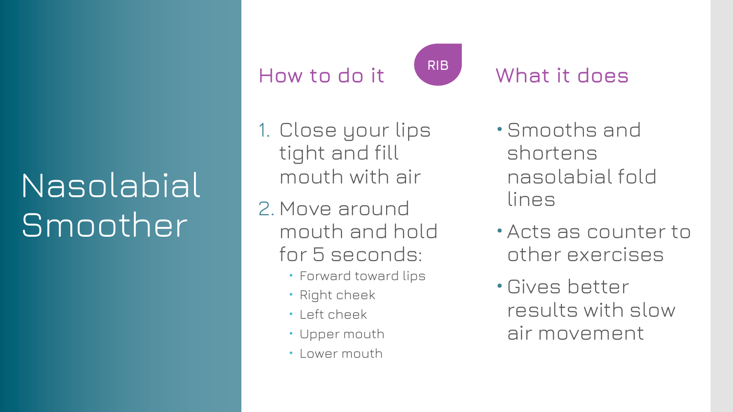# Nasolabial Smoother

## How to do it

RIB

1. Close your lips tight and fill mouth with air
2. Move around mouth and hold for 5 seconds:
   - Forward toward lips
   - Right cheek
   - Left cheek
   - Upper mouth
   - Lower mouth

## What it does

- Smooths and shortens nasolabial fold lines
- Acts as counter to other exercises
- Gives better results with slow air movement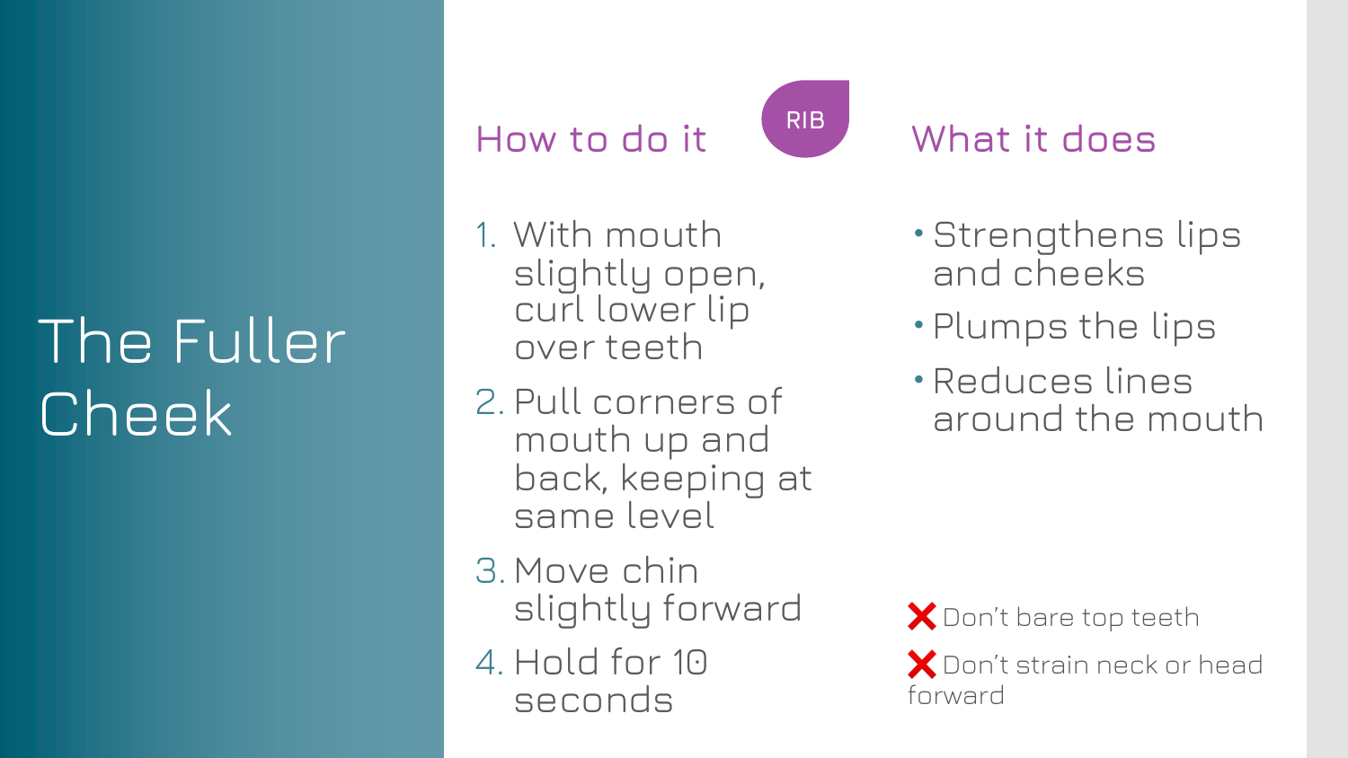# The Fuller Cheek

## How to do it

RIB

1. With mouth slightly open, curl lower lip over teeth
2. Pull corners of mouth up and back, keeping at same level
3. Move chin slightly forward
4. Hold for 10 seconds

## What it does

- Strengthens lips and cheeks
- Plumps the lips
- Reduces lines around the mouth

❌ Don't bare top teeth

❌ Don't strain neck or head forward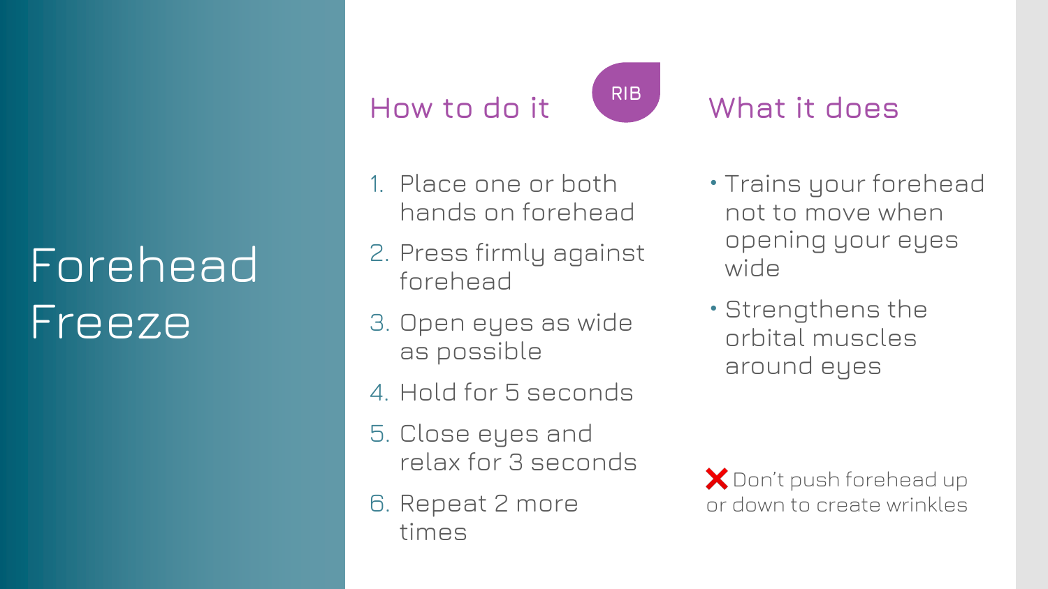# Forehead Freeze

## How to do it

RIB

1. Place one or both hands on forehead
2. Press firmly against forehead
3. Open eyes as wide as possible
4. Hold for 5 seconds
5. Close eyes and relax for 3 seconds
6. Repeat 2 more times

## What it does

- Trains your forehead not to move when opening your eyes wide
- Strengthens the orbital muscles around eyes

❌ Don't push forehead up or down to create wrinkles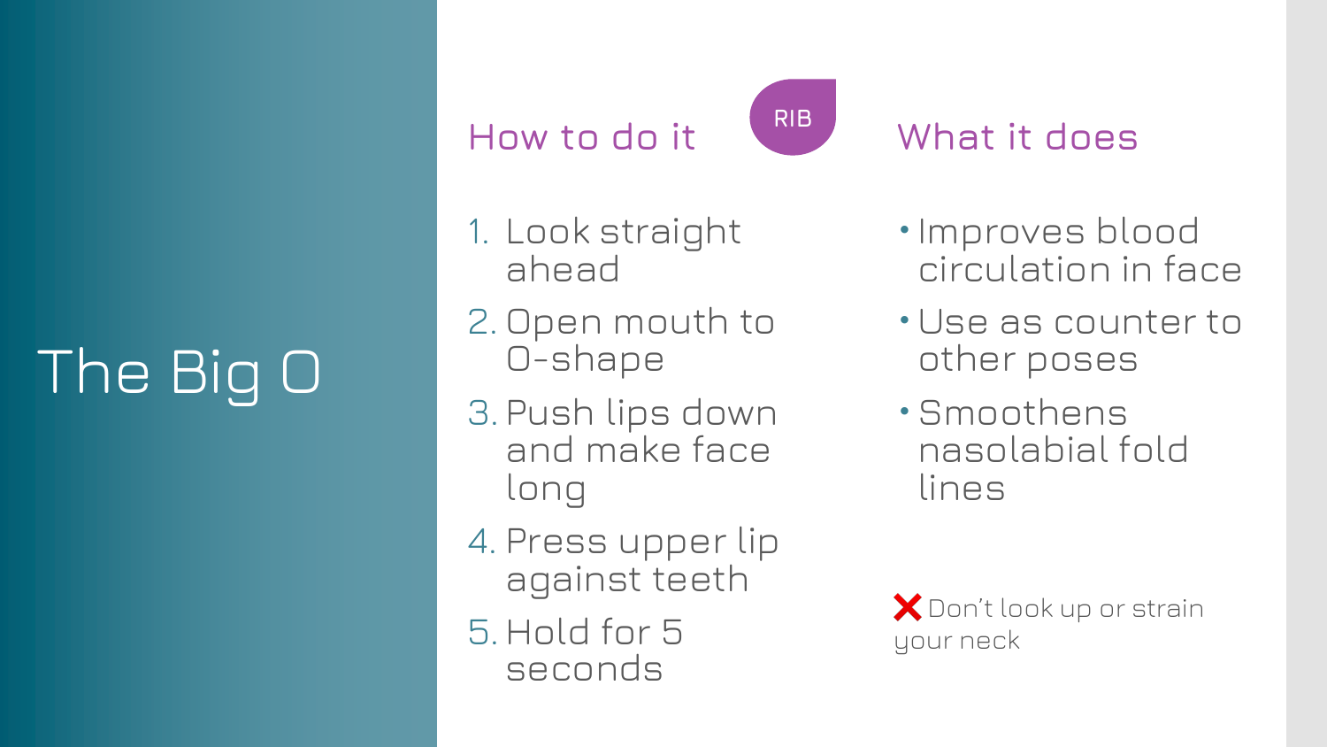# The Big O

## How to do it

RIB

1. Look straight ahead
2. Open mouth to O-shape
3. Push lips down and make face long
4. Press upper lip against teeth
5. Hold for 5 seconds

## What it does

- Improves blood circulation in face
- Use as counter to other poses
- Smoothens nasolabial fold lines

❌ Don't look up or strain your neck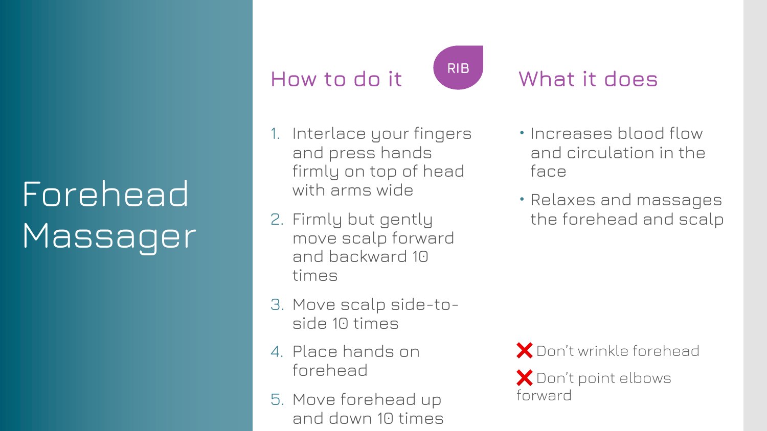# Forehead Massager

## How to do it

RIB

1. Interlace your fingers and press hands firmly on top of head with arms wide
2. Firmly but gently move scalp forward and backward 10 times
3. Move scalp side-to-side 10 times
4. Place hands on forehead
5. Move forehead up and down 10 times

## What it does

- Increases blood flow and circulation in the face
- Relaxes and massages the forehead and scalp

❌ Don't wrinkle forehead

❌ Don't point elbows forward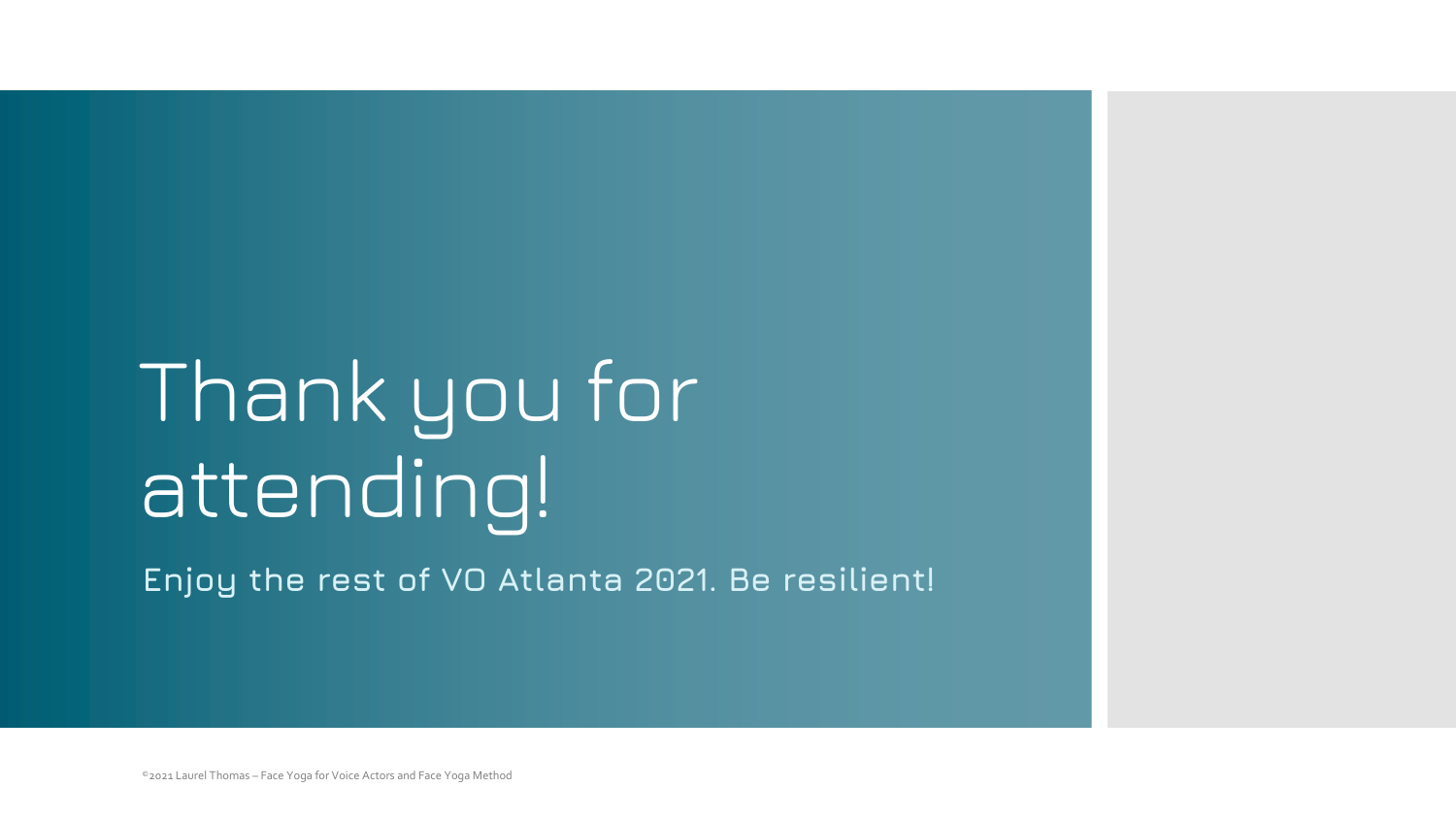# Thank you for attending!

Enjoy the rest of VO Atlanta 2021. Be resilient!

©2021 Laurel Thomas – Face Yoga for Voice Actors and Face Yoga Method